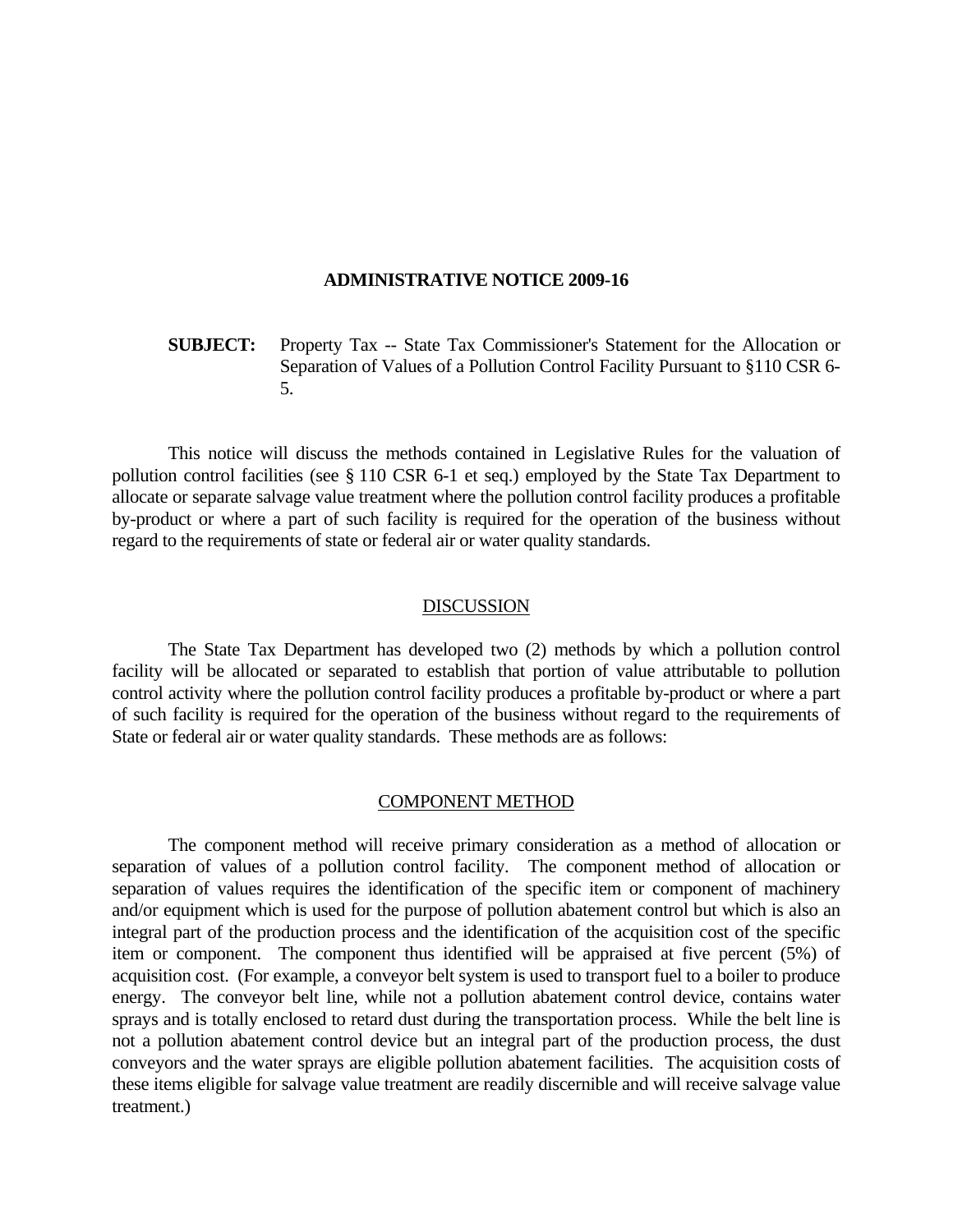# ADMINISTRATIVE NOTICE 2009-16

**SUBJECT:** Property Tax -- State Tax Commissioner's Statement for the Allocation or Separation of Values of a Pollution Control Facility Pursuant to §110 CSR 6-5.

This notice will discuss the methods contained in Legislative Rules for the valuation of pollution control facilities (see § 110 CSR 6-1 et seq.) employed by the State Tax Department to allocate or separate salvage value treatment where the pollution control facility produces a profitable by-product or where a part of such facility is required for the operation of the business without regard to the requirements of state or federal air or water quality standards.

## DISCUSSION

The State Tax Department has developed two (2) methods by which a pollution control facility will be allocated or separated to establish that portion of value attributable to pollution control activity where the pollution control facility produces a profitable by-product or where a part of such facility is required for the operation of the business without regard to the requirements of State or federal air or water quality standards. These methods are as follows:

## COMPONENT METHOD

The component method will receive primary consideration as a method of allocation or separation of values of a pollution control facility. The component method of allocation or separation of values requires the identification of the specific item or component of machinery and/or equipment which is used for the purpose of pollution abatement control but which is also an integral part of the production process and the identification of the acquisition cost of the specific item or component. The component thus identified will be appraised at five percent (5%) of acquisition cost. (For example, a conveyor belt system is used to transport fuel to a boiler to produce energy. The conveyor belt line, while not a pollution abatement control device, contains water sprays and is totally enclosed to retard dust during the transportation process. While the belt line is not a pollution abatement control device but an integral part of the production process, the dust conveyors and the water sprays are eligible pollution abatement facilities. The acquisition costs of these items eligible for salvage value treatment are readily discernible and will receive salvage value treatment.)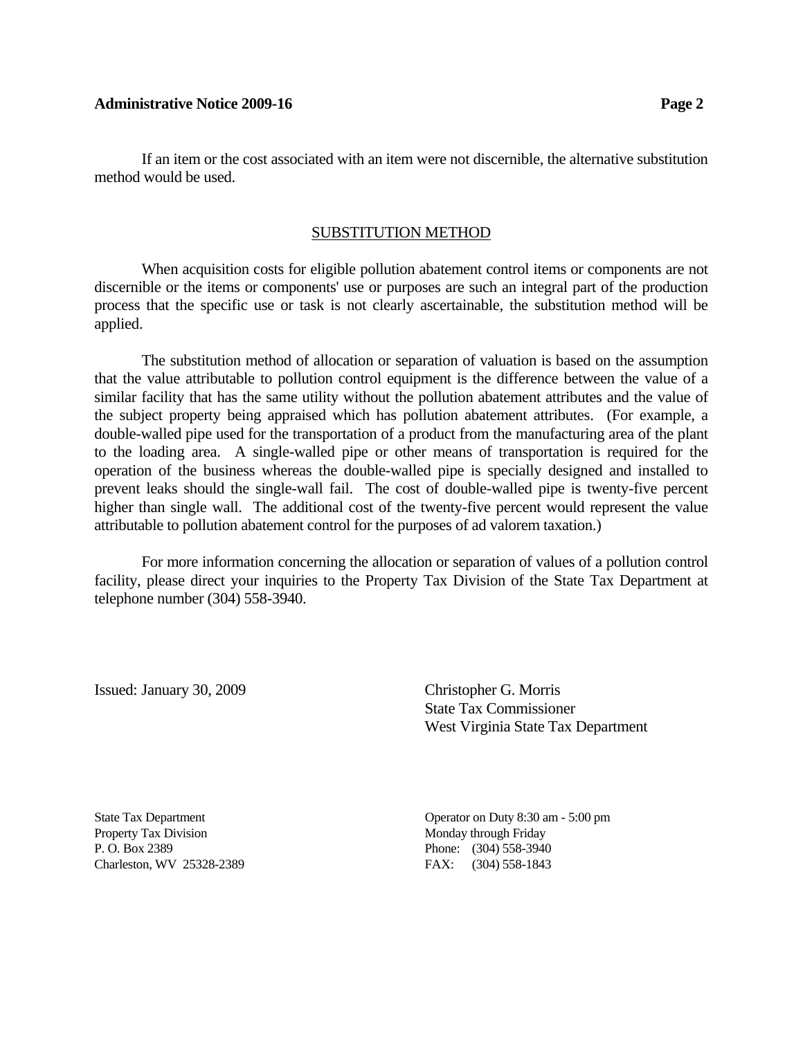If an item or the cost associated with an item were not discernible, the alternative substitution method would be used.

## SUBSTITUTION METHOD

When acquisition costs for eligible pollution abatement control items or components are not discernible or the items or components' use or purposes are such an integral part of the production process that the specific use or task is not clearly ascertainable, the substitution method will be applied.

The substitution method of allocation or separation of valuation is based on the assumption that the value attributable to pollution control equipment is the difference between the value of a similar facility that has the same utility without the pollution abatement attributes and the value of the subject property being appraised which has pollution abatement attributes. (For example, a double-walled pipe used for the transportation of a product from the manufacturing area of the plant to the loading area. A single-walled pipe or other means of transportation is required for the operation of the business whereas the double-walled pipe is specially designed and installed to prevent leaks should the single-wall fail. The cost of double-walled pipe is twenty-five percent higher than single wall. The additional cost of the twenty-five percent would represent the value attributable to pollution abatement control for the purposes of ad valorem taxation.)

For more information concerning the allocation or separation of values of a pollution control facility, please direct your inquiries to the Property Tax Division of the State Tax Department at telephone number (304) 558-3940.

Issued: January 30, 2009

Christopher G. Morris
State Tax Commissioner
West Virginia State Tax Department

State Tax Department
Property Tax Division
P. O. Box 2389
Charleston, WV 25328-2389

Operator on Duty 8:30 am - 5:00 pm
Monday through Friday
Phone: (304) 558-3940
FAX: (304) 558-1843